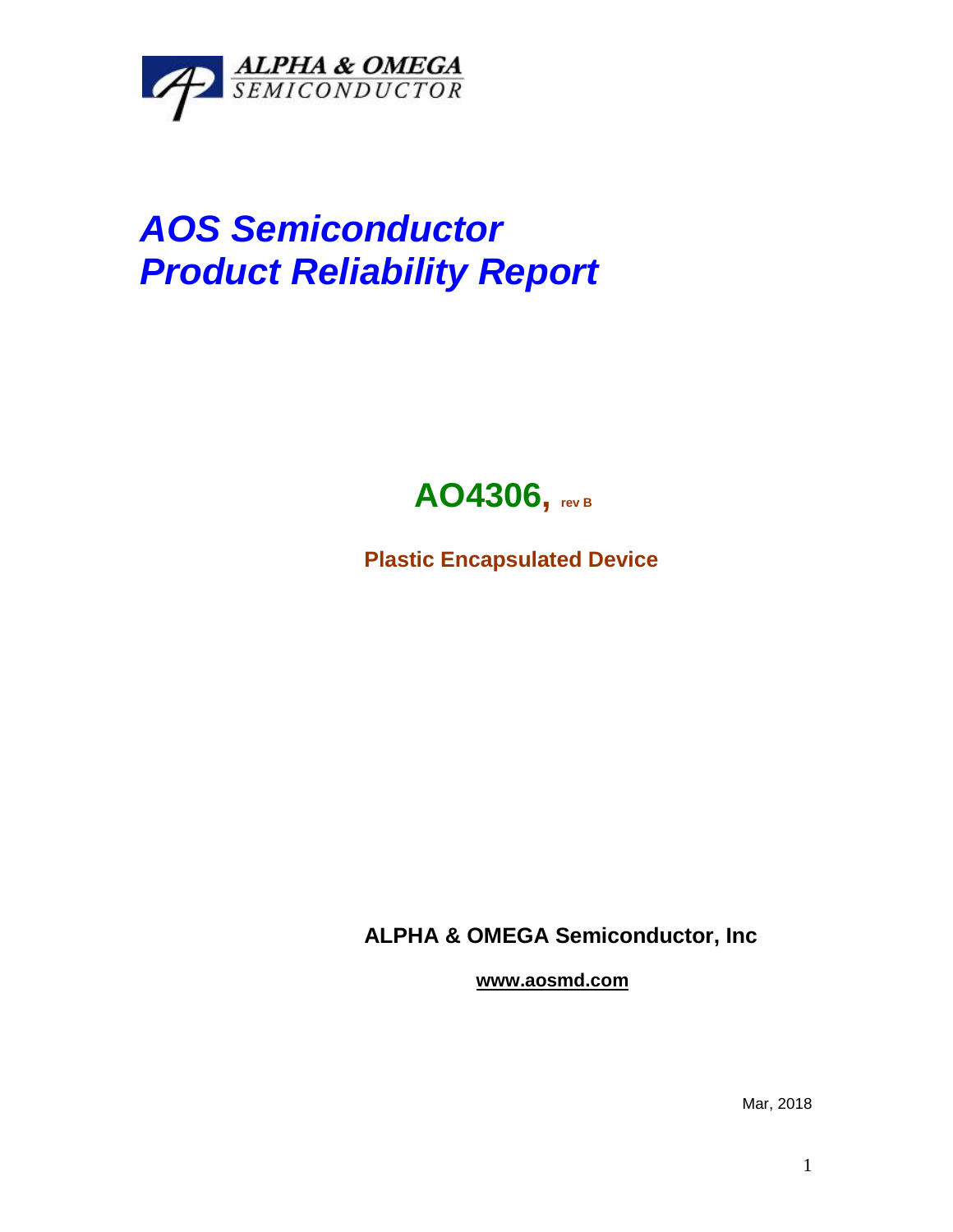ALPHA & OMEGA
SEMICONDUCTOR

# *AOS Semiconductor*
# *Product Reliability Report*

## AO4306, rev B

**Plastic Encapsulated Device**

**ALPHA & OMEGA Semiconductor, Inc**

**www.aosmd.com**

Mar, 2018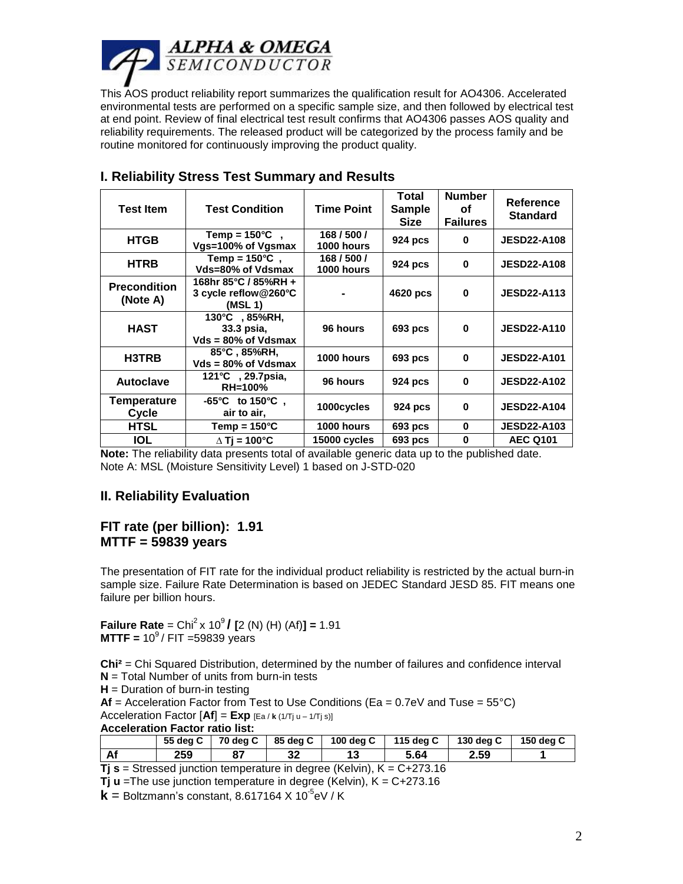This AOS product reliability report summarizes the qualification result for AO4306. Accelerated environmental tests are performed on a specific sample size, and then followed by electrical test at end point. Review of final electrical test result confirms that AO4306 passes AOS quality and reliability requirements. The released product will be categorized by the process family and be routine monitored for continuously improving the product quality.

## I. Reliability Stress Test Summary and Results

| Test Item | Test Condition | Time Point | Total Sample Size | Number of Failures | Reference Standard |
|---|---|---|---|---|---|
| HTGB | Temp = 150°C , Vgs=100% of Vgsmax | 168 / 500 / 1000 hours | 924 pcs | 0 | JESD22-A108 |
| HTRB | Temp = 150°C , Vds=80% of Vdsmax | 168 / 500 / 1000 hours | 924 pcs | 0 | JESD22-A108 |
| Precondition (Note A) | 168hr 85°C / 85%RH + 3 cycle reflow@260°C (MSL 1) | - | 4620 pcs | 0 | JESD22-A113 |
| HAST | 130°C , 85%RH, 33.3 psia, Vds = 80% of Vdsmax | 96 hours | 693 pcs | 0 | JESD22-A110 |
| H3TRB | 85°C , 85%RH, Vds = 80% of Vdsmax | 1000 hours | 693 pcs | 0 | JESD22-A101 |
| Autoclave | 121°C , 29.7psia, RH=100% | 96 hours | 924 pcs | 0 | JESD22-A102 |
| Temperature Cycle | -65°C to 150°C , air to air, | 1000cycles | 924 pcs | 0 | JESD22-A104 |
| HTSL | Temp = 150°C | 1000 hours | 693 pcs | 0 | JESD22-A103 |
| IOL | $\Delta$ Tj = 100°C | 15000 cycles | 693 pcs | 0 | AEC Q101 |

**Note:** The reliability data presents total of available generic data up to the published date.
Note A: MSL (Moisture Sensitivity Level) 1 based on J-STD-020

## II. Reliability Evaluation

### FIT rate (per billion): 1.91
### MTTF = 59839 years

The presentation of FIT rate for the individual product reliability is restricted by the actual burn-in sample size. Failure Rate Determination is based on JEDEC Standard JESD 85. FIT means one failure per billion hours.

**Failure Rate** = $\text{Chi}^2 \times 10^9$ **/ [**2 (N) (H) (Af)**] =** 1.91
**MTTF =** $10^9$ / FIT =59839 years

**Chi²** = Chi Squared Distribution, determined by the number of failures and confidence interval
**N** = Total Number of units from burn-in tests
**H** = Duration of burn-in testing
**Af** = Acceleration Factor from Test to Use Conditions (Ea = 0.7eV and Tuse = 55°C)
Acceleration Factor [**Af**] = **Exp** [Ea / **k** (1/Tj u – 1/Tj s)]
**Acceleration Factor ratio list:**

| | 55 deg C | 70 deg C | 85 deg C | 100 deg C | 115 deg C | 130 deg C | 150 deg C |
|---|---|---|---|---|---|---|---|
| Af | 259 | 87 | 32 | 13 | 5.64 | 2.59 | 1 |

**Tj s** = Stressed junction temperature in degree (Kelvin), K = C+273.16
**Tj u** =The use junction temperature in degree (Kelvin), K = C+273.16
**k** = Boltzmann's constant, $8.617164 \times 10^{-5}$eV / K